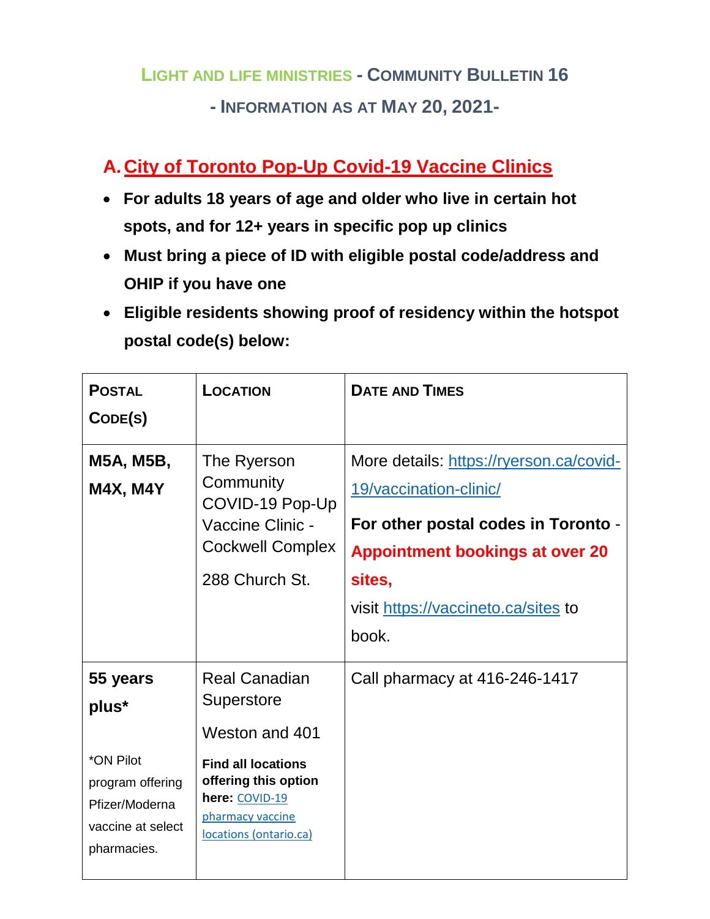# Light and Life Ministries - Community Bulletin 16

## - Information as at May 20, 2021-

## A. City of Toronto Pop-Up Covid-19 Vaccine Clinics

- **For adults 18 years of age and older who live in certain hot spots, and for 12+ years in specific pop up clinics**
- **Must bring a piece of ID with eligible postal code/address and OHIP if you have one**
- **Eligible residents showing proof of residency within the hotspot postal code(s) below:**

| Postal Code(s) | Location | Date and Times |
|---|---|---|
| **M5A, M5B, M4X, M4Y** | The Ryerson Community COVID-19 Pop-Up Vaccine Clinic - Cockwell Complex<br><br>288 Church St. | More details: https://ryerson.ca/covid-19/vaccination-clinic/<br><br>**For other postal codes in Toronto** - **Appointment bookings at over 20 sites,** visit https://vaccineto.ca/sites to book. |
| **55 years plus***<br><br>*ON Pilot program offering Pfizer/Moderna vaccine at select pharmacies. | Real Canadian Superstore<br><br>Weston and 401<br><br>**Find all locations offering this option here:** COVID-19 pharmacy vaccine locations (ontario.ca) | Call pharmacy at 416-246-1417 |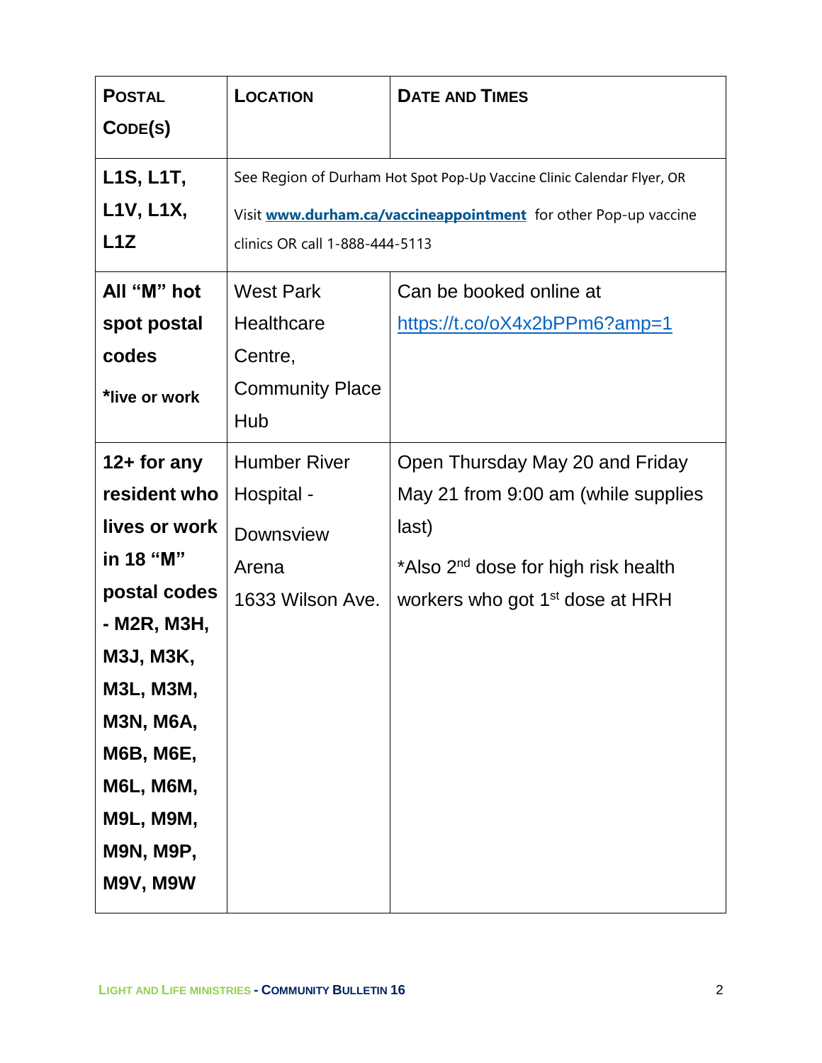| **Postal Code(s)** | **Location** | **Date and Times** |
|---|---|---|
| **L1S, L1T, L1V, L1X, L1Z** | See Region of Durham Hot Spot Pop-Up Vaccine Clinic Calendar Flyer, OR Visit **www.durham.ca/vaccineappointment** for other Pop-up vaccine clinics OR call 1-888-444-5113 | |
| **All "M" hot spot postal codes** **\*live or work** | West Park Healthcare Centre, Community Place Hub | Can be booked online at https://t.co/oX4x2bPPm6?amp=1 |
| **12+ for any resident who lives or work in 18 "M" postal codes - M2R, M3H, M3J, M3K, M3L, M3M, M3N, M6A, M6B, M6E, M6L, M6M, M9L, M9M, M9N, M9P, M9V, M9W** | Humber River Hospital - Downsview Arena 1633 Wilson Ave. | Open Thursday May 20 and Friday May 21 from 9:00 am (while supplies last) \*Also 2nd dose for high risk health workers who got 1st dose at HRH |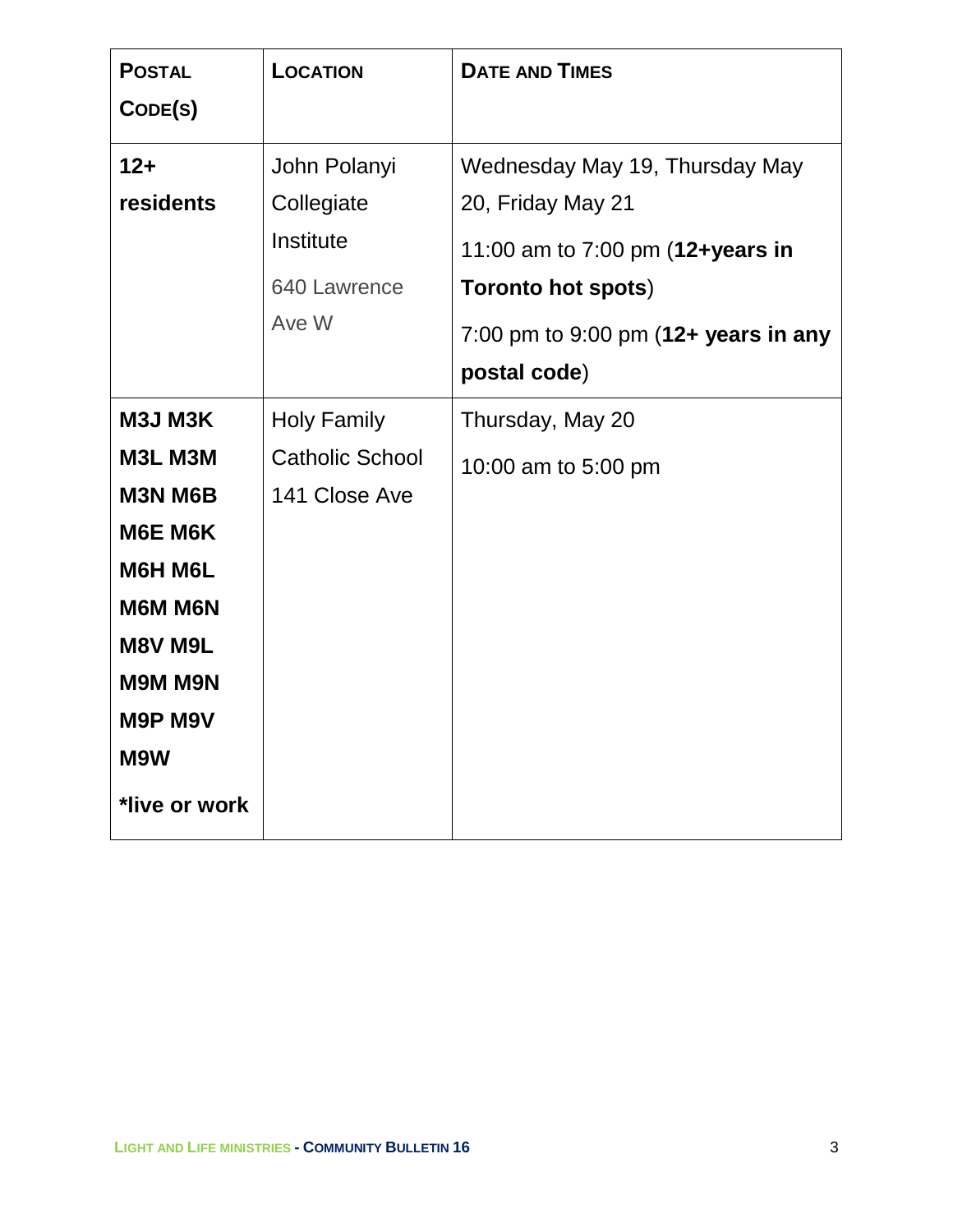| **Postal Code(s)** | **Location** | **Date and Times** |
|---|---|---|
| **12+ residents** | John Polanyi Collegiate Institute<br>640 Lawrence Ave W | Wednesday May 19, Thursday May 20, Friday May 21<br>11:00 am to 7:00 pm (**12+years in Toronto hot spots**)<br>7:00 pm to 9:00 pm (**12+ years in any postal code**) |
| **M3J M3K M3L M3M M3N M6B M6E M6K M6H M6L M6M M6N M8V M9L M9M M9N M9P M9V M9W**<br>***live or work** | Holy Family Catholic School<br>141 Close Ave | Thursday, May 20<br>10:00 am to 5:00 pm |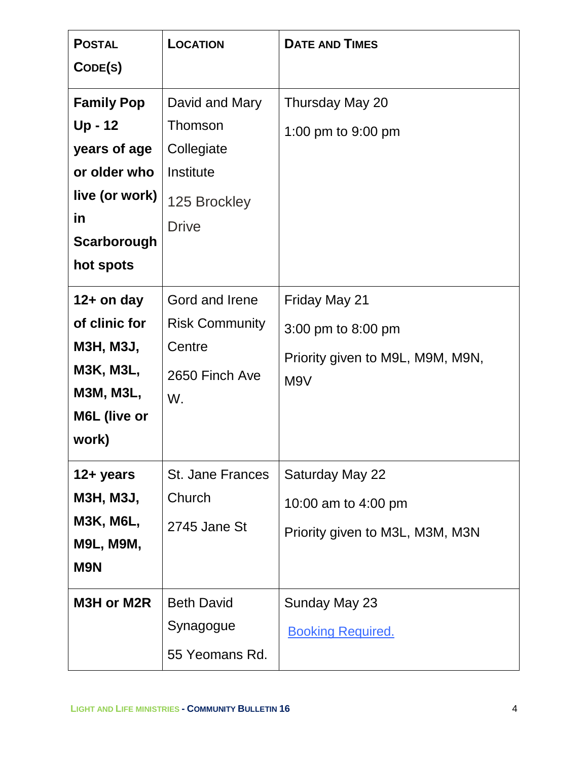| **Postal Code(s)** | **Location** | **Date and Times** |
|---|---|---|
| **Family Pop Up - 12 years of age or older who live (or work) in Scarborough hot spots** | David and Mary Thomson Collegiate Institute<br><br>125 Brockley Drive | Thursday May 20<br><br>1:00 pm to 9:00 pm |
| **12+ on day of clinic for M3H, M3J, M3K, M3L, M3M, M3L, M6L (live or work)** | Gord and Irene Risk Community Centre<br><br>2650 Finch Ave W. | Friday May 21<br><br>3:00 pm to 8:00 pm<br><br>Priority given to M9L, M9M, M9N, M9V |
| **12+ years M3H, M3J, M3K, M6L, M9L, M9M, M9N** | St. Jane Frances Church<br><br>2745 Jane St | Saturday May 22<br><br>10:00 am to 4:00 pm<br><br>Priority given to M3L, M3M, M3N |
| **M3H or M2R** | Beth David Synagogue<br><br>55 Yeomans Rd. | Sunday May 23<br><br>Booking Required. |

Light and Life ministries - **Community Bulletin 16**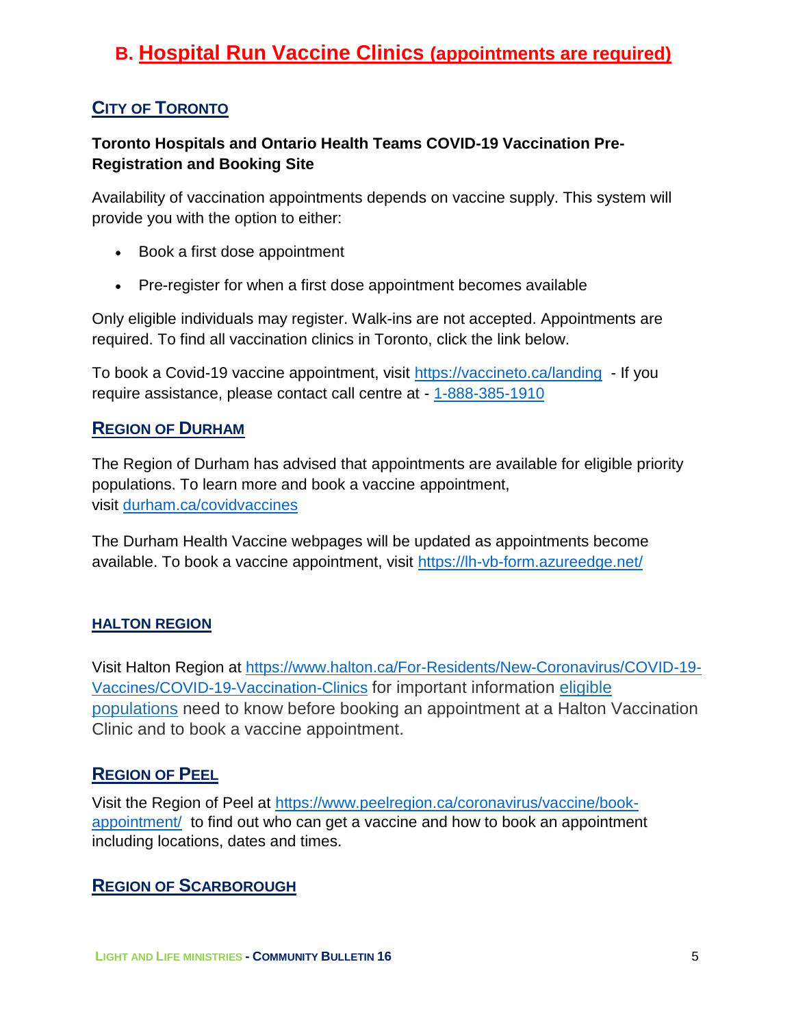# B. Hospital Run Vaccine Clinics (appointments are required)

## CITY OF TORONTO

**Toronto Hospitals and Ontario Health Teams COVID-19 Vaccination Pre-Registration and Booking Site**

Availability of vaccination appointments depends on vaccine supply. This system will provide you with the option to either:

- Book a first dose appointment
- Pre-register for when a first dose appointment becomes available

Only eligible individuals may register. Walk-ins are not accepted. Appointments are required. To find all vaccination clinics in Toronto, click the link below.

To book a Covid-19 vaccine appointment, visit https://vaccineto.ca/landing - If you require assistance, please contact call centre at - 1-888-385-1910

## REGION OF DURHAM

The Region of Durham has advised that appointments are available for eligible priority populations. To learn more and book a vaccine appointment, visit durham.ca/covidvaccines

The Durham Health Vaccine webpages will be updated as appointments become available. To book a vaccine appointment, visit https://lh-vb-form.azureedge.net/

## HALTON REGION

Visit Halton Region at https://www.halton.ca/For-Residents/New-Coronavirus/COVID-19-Vaccines/COVID-19-Vaccination-Clinics for important information eligible populations need to know before booking an appointment at a Halton Vaccination Clinic and to book a vaccine appointment.

## REGION OF PEEL

Visit the Region of Peel at https://www.peelregion.ca/coronavirus/vaccine/book-appointment/ to find out who can get a vaccine and how to book an appointment including locations, dates and times.

## REGION OF SCARBOROUGH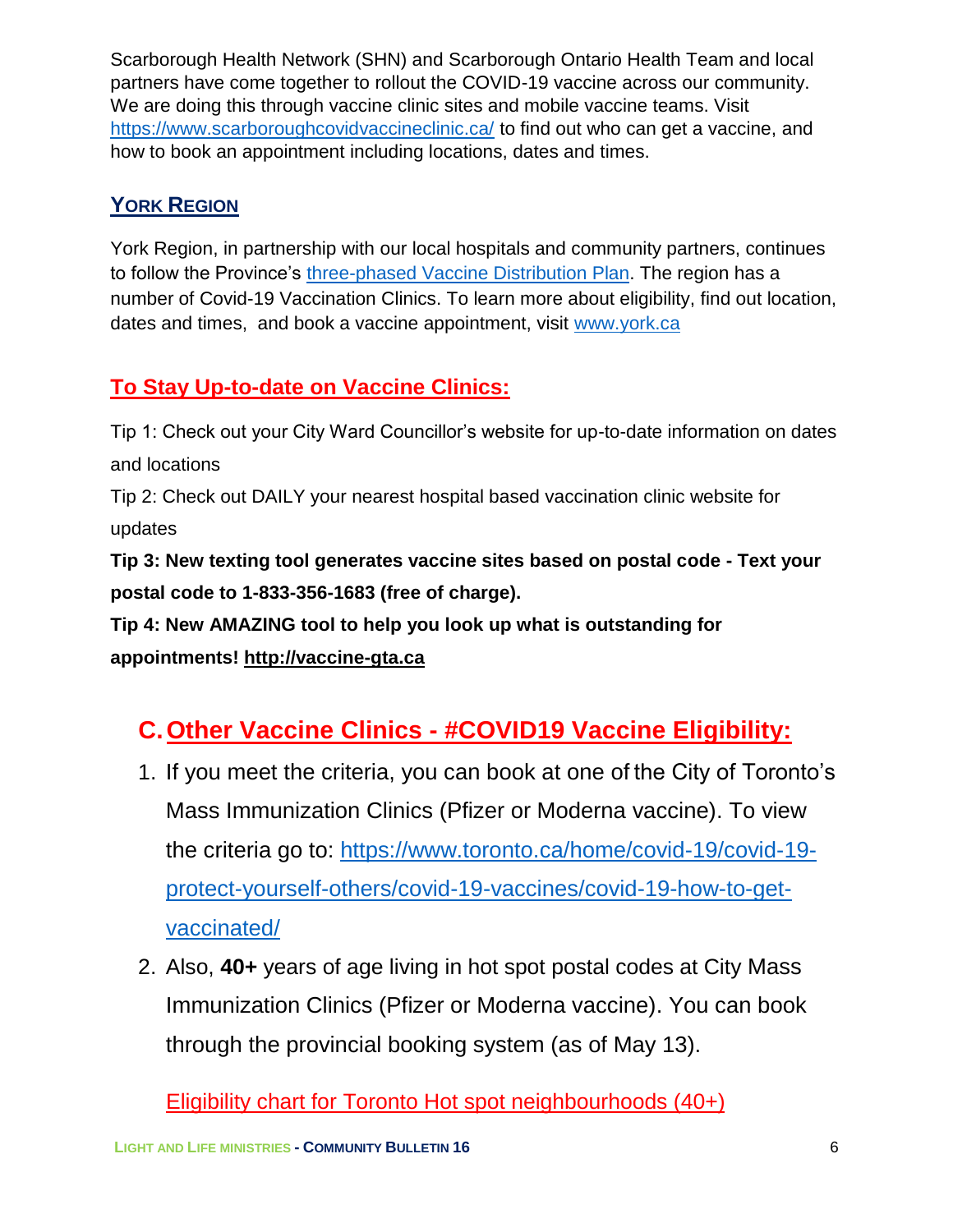Scarborough Health Network (SHN) and Scarborough Ontario Health Team and local partners have come together to rollout the COVID-19 vaccine across our community. We are doing this through vaccine clinic sites and mobile vaccine teams. Visit https://www.scarboroughcovidvaccineclinic.ca/ to find out who can get a vaccine, and how to book an appointment including locations, dates and times.

## YORK REGION

York Region, in partnership with our local hospitals and community partners, continues to follow the Province's three-phased Vaccine Distribution Plan. The region has a number of Covid-19 Vaccination Clinics. To learn more about eligibility, find out location, dates and times, and book a vaccine appointment, visit www.york.ca

## To Stay Up-to-date on Vaccine Clinics:

Tip 1: Check out your City Ward Councillor's website for up-to-date information on dates and locations

Tip 2: Check out DAILY your nearest hospital based vaccination clinic website for updates

**Tip 3: New texting tool generates vaccine sites based on postal code - Text your postal code to 1-833-356-1683 (free of charge).**

**Tip 4: New AMAZING tool to help you look up what is outstanding for appointments! http://vaccine-gta.ca**

## C. Other Vaccine Clinics - #COVID19 Vaccine Eligibility:

1. If you meet the criteria, you can book at one of the City of Toronto's Mass Immunization Clinics (Pfizer or Moderna vaccine). To view the criteria go to: https://www.toronto.ca/home/covid-19/covid-19-protect-yourself-others/covid-19-vaccines/covid-19-how-to-get-vaccinated/
2. Also, **40+** years of age living in hot spot postal codes at City Mass Immunization Clinics (Pfizer or Moderna vaccine). You can book through the provincial booking system (as of May 13).

Eligibility chart for Toronto Hot spot neighbourhoods (40+)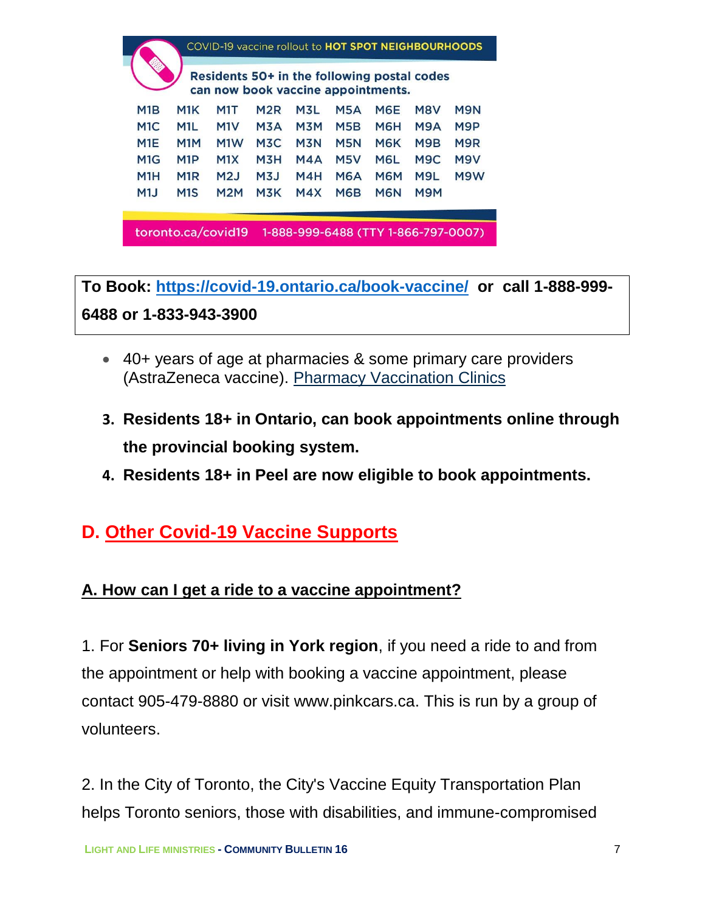COVID-19 vaccine rollout to **HOT SPOT NEIGHBOURHOODS**

**Residents 50+ in the following postal codes can now book vaccine appointments.**

| | | | | | | | | |
|---|---|---|---|---|---|---|---|---|
| M1B | M1K | M1T | M2R | M3L | M5A | M6E | M8V | M9N |
| M1C | M1L | M1V | M3A | M3M | M5B | M6H | M9A | M9P |
| M1E | M1M | M1W | M3C | M3N | M5N | M6K | M9B | M9R |
| M1G | M1P | M1X | M3H | M4A | M5V | M6L | M9C | M9V |
| M1H | M1R | M2J | M3J | M4H | M6A | M6M | M9L | M9W |
| M1J | M1S | M2M | M3K | M4X | M6B | M6N | M9M | |

toronto.ca/covid19 1-888-999-6488 (TTY 1-866-797-0007)

**To Book: https://covid-19.ontario.ca/book-vaccine/ or call 1-888-999-6488 or 1-833-943-3900**

- 40+ years of age at pharmacies & some primary care providers (AstraZeneca vaccine). Pharmacy Vaccination Clinics

3. **Residents 18+ in Ontario, can book appointments online through the provincial booking system.**
4. **Residents 18+ in Peel are now eligible to book appointments.**

## D. Other Covid-19 Vaccine Supports

### A. How can I get a ride to a vaccine appointment?

1. For **Seniors 70+ living in York region**, if you need a ride to and from the appointment or help with booking a vaccine appointment, please contact 905-479-8880 or visit www.pinkcars.ca. This is run by a group of volunteers.

2. In the City of Toronto, the City's Vaccine Equity Transportation Plan helps Toronto seniors, those with disabilities, and immune-compromised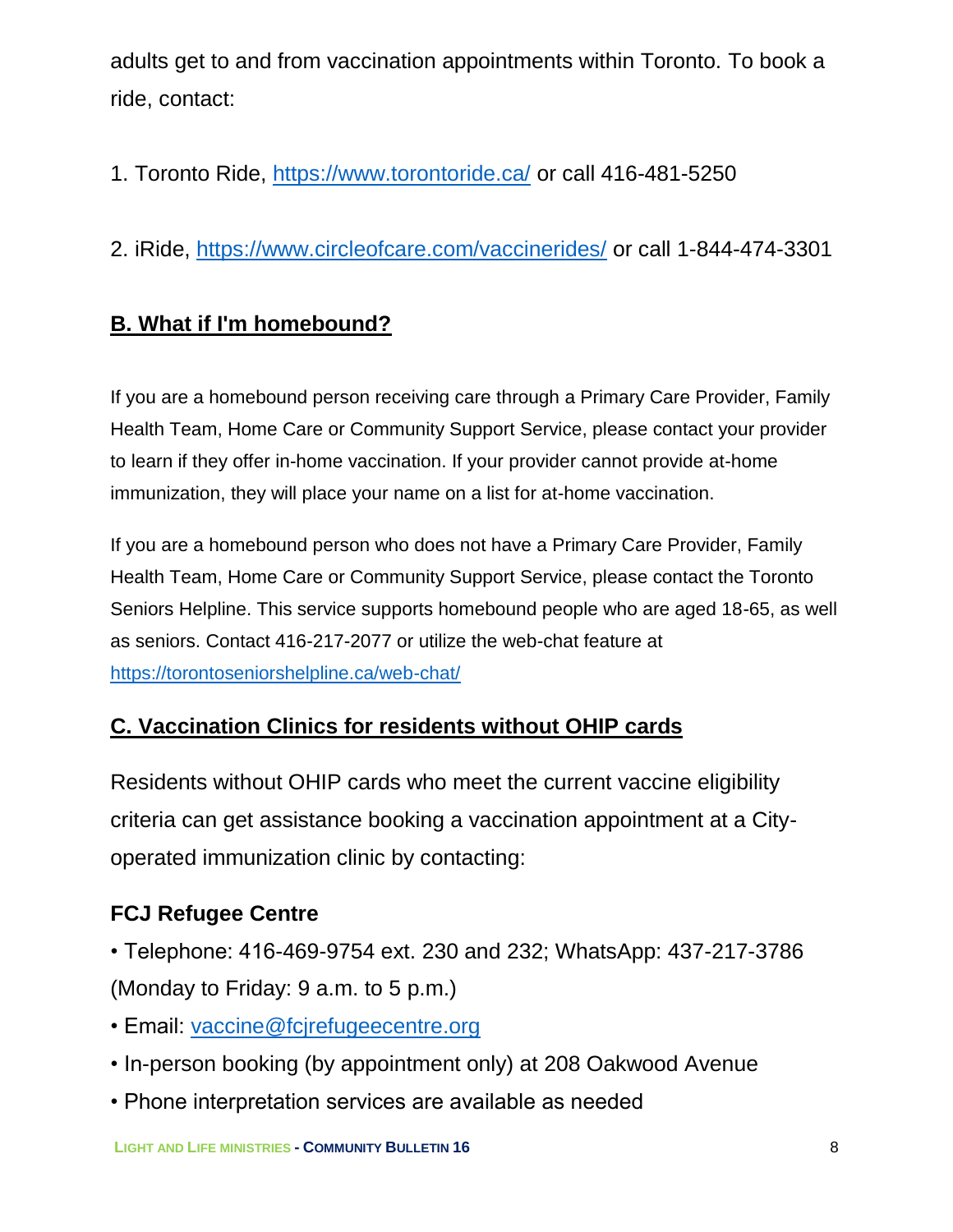adults get to and from vaccination appointments within Toronto. To book a ride, contact:

1. Toronto Ride, https://www.torontoride.ca/ or call 416-481-5250

2. iRide, https://www.circleofcare.com/vaccinerides/ or call 1-844-474-3301

## B. What if I'm homebound?

If you are a homebound person receiving care through a Primary Care Provider, Family Health Team, Home Care or Community Support Service, please contact your provider to learn if they offer in-home vaccination. If your provider cannot provide at-home immunization, they will place your name on a list for at-home vaccination.

If you are a homebound person who does not have a Primary Care Provider, Family Health Team, Home Care or Community Support Service, please contact the Toronto Seniors Helpline. This service supports homebound people who are aged 18-65, as well as seniors. Contact 416-217-2077 or utilize the web-chat feature at https://torontoseniorshelpline.ca/web-chat/

## C. Vaccination Clinics for residents without OHIP cards

Residents without OHIP cards who meet the current vaccine eligibility criteria can get assistance booking a vaccination appointment at a City-operated immunization clinic by contacting:

### FCJ Refugee Centre

- Telephone: 416-469-9754 ext. 230 and 232; WhatsApp: 437-217-3786 (Monday to Friday: 9 a.m. to 5 p.m.)
- Email: vaccine@fcjrefugeecentre.org
- In-person booking (by appointment only) at 208 Oakwood Avenue
- Phone interpretation services are available as needed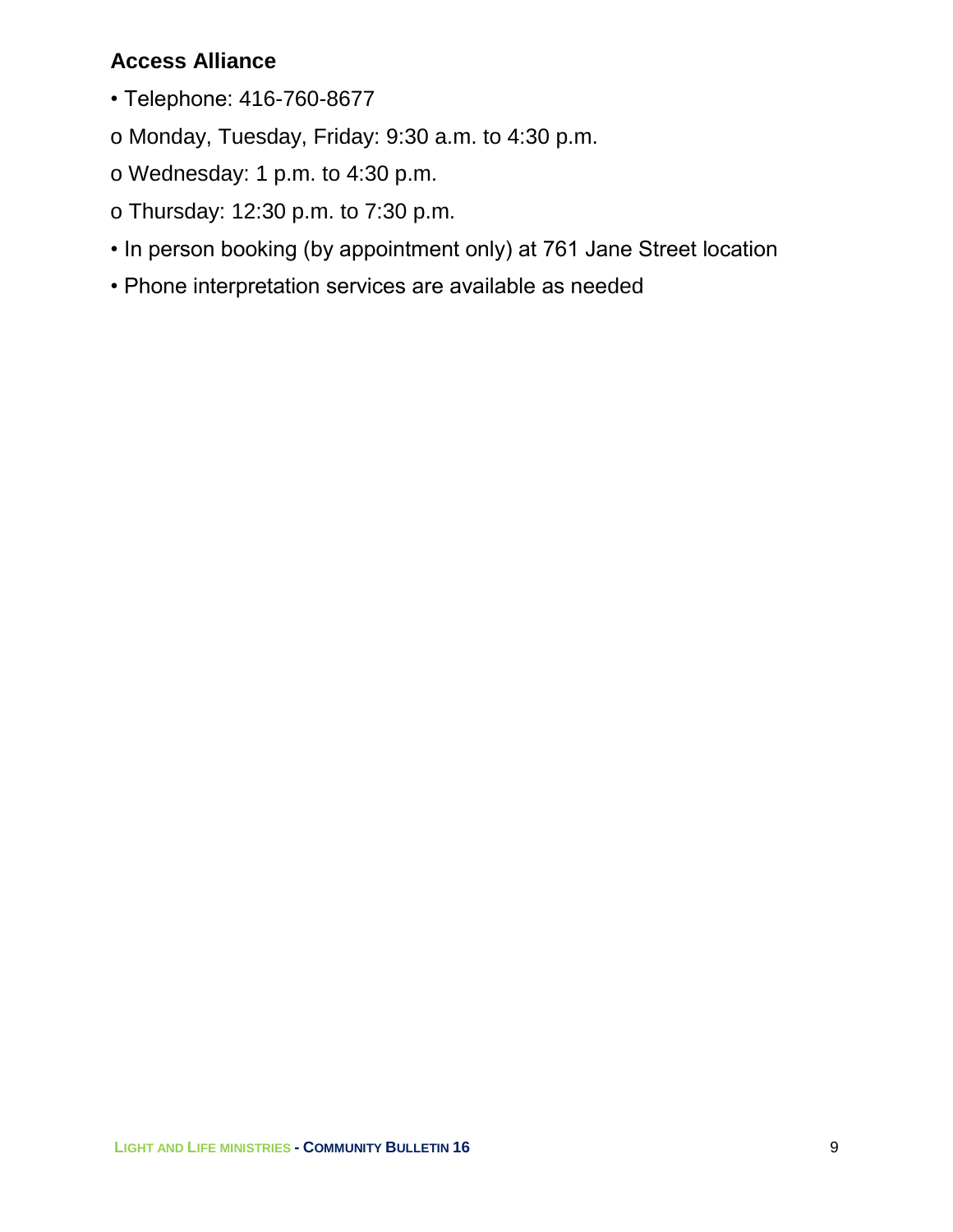### Access Alliance

- Telephone: 416-760-8677
  - Monday, Tuesday, Friday: 9:30 a.m. to 4:30 p.m.
  - Wednesday: 1 p.m. to 4:30 p.m.
  - Thursday: 12:30 p.m. to 7:30 p.m.
- In person booking (by appointment only) at 761 Jane Street location
- Phone interpretation services are available as needed